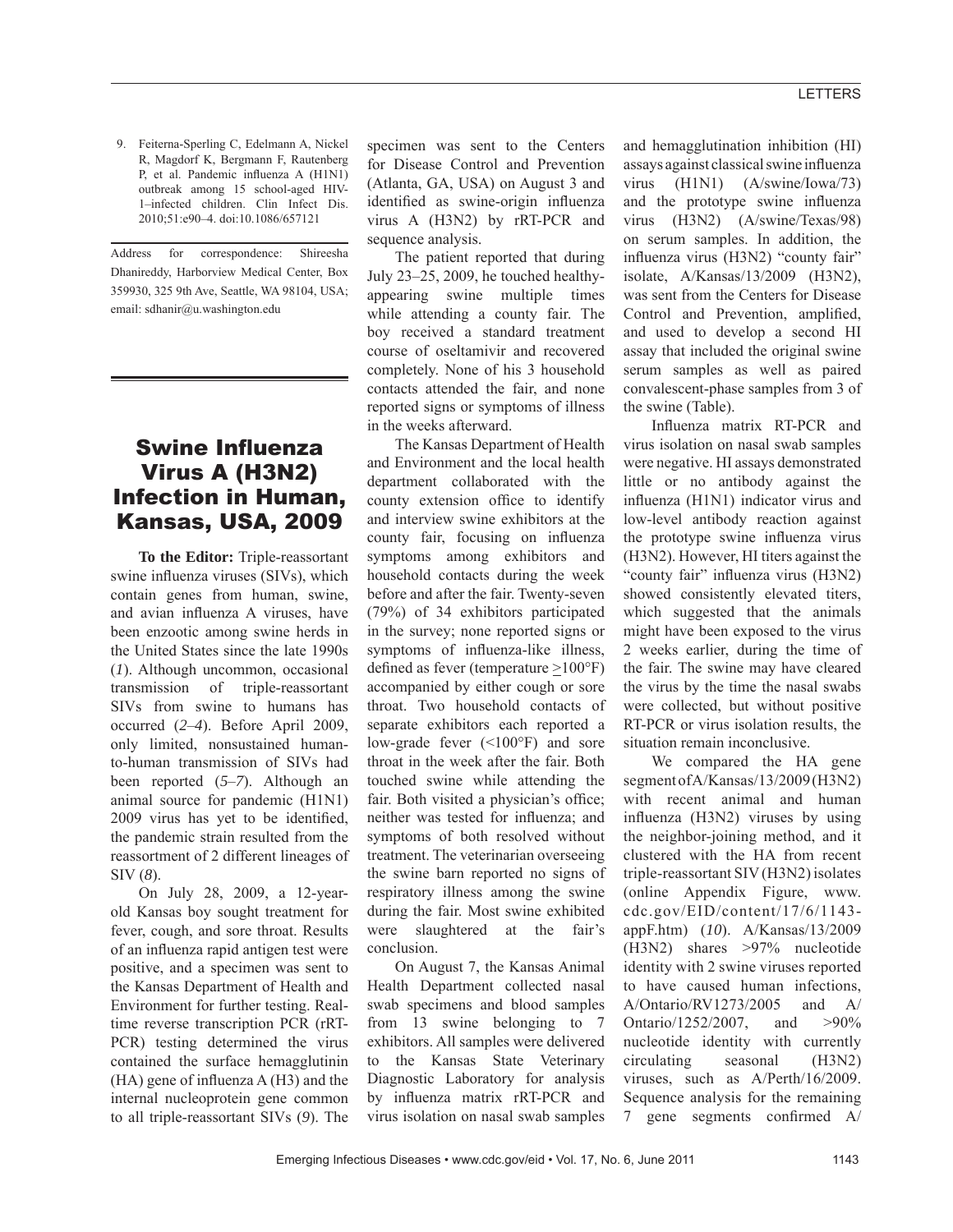9. Feiterna-Sperling C, Edelmann A, Nickel R, Magdorf K, Bergmann F, Rautenberg P, et al. Pandemic influenza A (H1N1) outbreak among 15 school-aged HIV-1–infected children. Clin Infect Dis. 2010;51:e90–4. doi:10.1086/657121

Address for correspondence: Shireesha Dhanireddy, Harborview Medical Center, Box 359930, 325 9th Ave, Seattle, WA 98104, USA; email: sdhanir@u.washington.edu

# Swine Influenza Virus A (H3N2) Infection in Human, Kansas, USA, 2009

**To the Editor:** Triple-reassortant swine influenza viruses (SIVs), which contain genes from human, swine, and avian influenza A viruses, have been enzootic among swine herds in the United States since the late 1990s (*1*). Although uncommon, occasional transmission of triple-reassortant SIVs from swine to humans has occurred (*2–4*). Before April 2009, only limited, nonsustained human-to-human transmission of SIVs had been reported (*5–7*). Although an animal source for pandemic (H1N1) 2009 virus has yet to be identified, the pandemic strain resulted from the reassortment of 2 different lineages of SIV (*8*).

On July 28, 2009, a 12-year-old Kansas boy sought treatment for fever, cough, and sore throat. Results of an influenza rapid antigen test were positive, and a specimen was sent to the Kansas Department of Health and Environment for further testing. Real-time reverse transcription PCR (rRT-PCR) testing determined the virus contained the surface hemagglutinin (HA) gene of influenza A (H3) and the internal nucleoprotein gene common to all triple-reassortant SIVs (*9*). The specimen was sent to the Centers for Disease Control and Prevention (Atlanta, GA, USA) on August 3 and identified as swine-origin influenza virus A (H3N2) by rRT-PCR and sequence analysis.

The patient reported that during July 23–25, 2009, he touched healthy-appearing swine multiple times while attending a county fair. The boy received a standard treatment course of oseltamivir and recovered completely. None of his 3 household contacts attended the fair, and none reported signs or symptoms of illness in the weeks afterward.

The Kansas Department of Health and Environment and the local health department collaborated with the county extension office to identify and interview swine exhibitors at the county fair, focusing on influenza symptoms among exhibitors and household contacts during the week before and after the fair. Twenty-seven (79%) of 34 exhibitors participated in the survey; none reported signs or symptoms of influenza-like illness, defined as fever (temperature ≥100°F) accompanied by either cough or sore throat. Two household contacts of separate exhibitors each reported a low-grade fever (<100°F) and sore throat in the week after the fair. Both touched swine while attending the fair. Both visited a physician's office; neither was tested for influenza; and symptoms of both resolved without treatment. The veterinarian overseeing the swine barn reported no signs of respiratory illness among the swine during the fair. Most swine exhibited were slaughtered at the fair's conclusion.

On August 7, the Kansas Animal Health Department collected nasal swab specimens and blood samples from 13 swine belonging to 7 exhibitors. All samples were delivered to the Kansas State Veterinary Diagnostic Laboratory for analysis by influenza matrix rRT-PCR and virus isolation on nasal swab samples and hemagglutination inhibition (HI) assays against classical swine influenza virus (H1N1) (A/swine/Iowa/73) and the prototype swine influenza virus (H3N2) (A/swine/Texas/98) on serum samples. In addition, the influenza virus (H3N2) "county fair" isolate, A/Kansas/13/2009 (H3N2), was sent from the Centers for Disease Control and Prevention, amplified, and used to develop a second HI assay that included the original swine serum samples as well as paired convalescent-phase samples from 3 of the swine (Table).

Influenza matrix RT-PCR and virus isolation on nasal swab samples were negative. HI assays demonstrated little or no antibody against the influenza (H1N1) indicator virus and low-level antibody reaction against the prototype swine influenza virus (H3N2). However, HI titers against the "county fair" influenza virus (H3N2) showed consistently elevated titers, which suggested that the animals might have been exposed to the virus 2 weeks earlier, during the time of the fair. The swine may have cleared the virus by the time the nasal swabs were collected, but without positive RT-PCR or virus isolation results, the situation remain inconclusive.

We compared the HA gene segment of A/Kansas/13/2009 (H3N2) with recent animal and human influenza (H3N2) viruses by using the neighbor-joining method, and it clustered with the HA from recent triple-reassortant SIV (H3N2) isolates (online Appendix Figure, www.cdc.gov/EID/content/17/6/1143-appF.htm) (*10*). A/Kansas/13/2009 (H3N2) shares >97% nucleotide identity with 2 swine viruses reported to have caused human infections, A/Ontario/RV1273/2005 and A/Ontario/1252/2007, and >90% nucleotide identity with currently circulating seasonal (H3N2) viruses, such as A/Perth/16/2009. Sequence analysis for the remaining 7 gene segments confirmed A/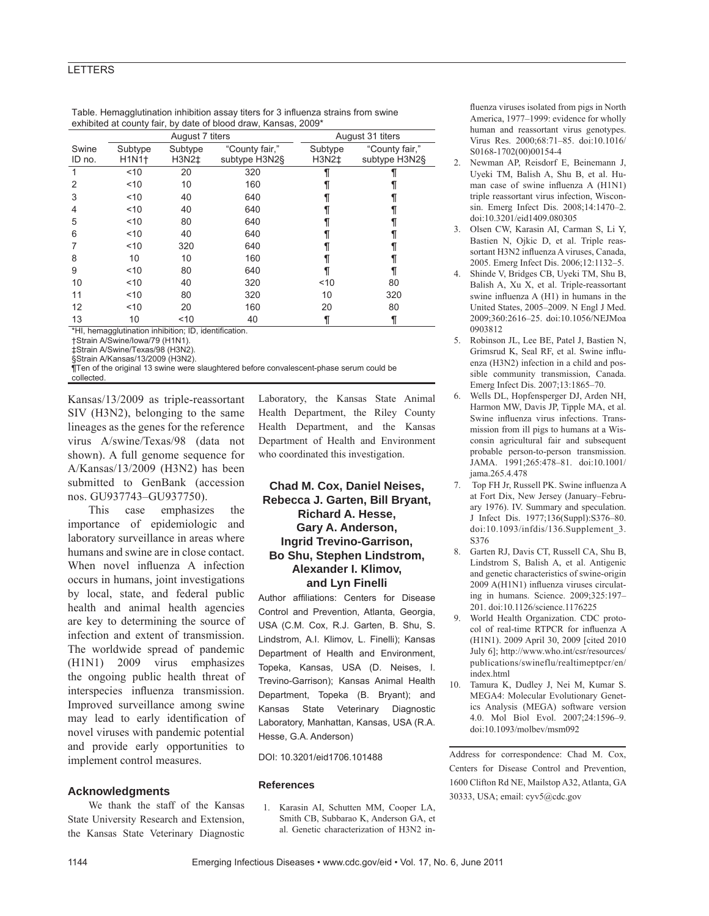Table. Hemagglutination inhibition assay titers for 3 influenza strains from swine exhibited at county fair, by date of blood draw, Kansas, 2009*

| Swine ID no. | August 7 titers | | | August 31 titers | |
|---|---|---|---|---|---|
| | Subtype H1N1† | Subtype H3N2‡ | "County fair," subtype H3N2§ | Subtype H3N2‡ | "County fair," subtype H3N2§ |
| 1 | <10 | 20 | 320 | ¶ | ¶ |
| 2 | <10 | 10 | 160 | ¶ | ¶ |
| 3 | <10 | 40 | 640 | ¶ | ¶ |
| 4 | <10 | 40 | 640 | ¶ | ¶ |
| 5 | <10 | 80 | 640 | ¶ | ¶ |
| 6 | <10 | 40 | 640 | ¶ | ¶ |
| 7 | <10 | 320 | 640 | ¶ | ¶ |
| 8 | 10 | 10 | 160 | ¶ | ¶ |
| 9 | <10 | 80 | 640 | ¶ | ¶ |
| 10 | <10 | 40 | 320 | <10 | 80 |
| 11 | <10 | 80 | 320 | 10 | 320 |
| 12 | <10 | 20 | 160 | 20 | 80 |
| 13 | 10 | <10 | 40 | ¶ | ¶ |

*HI, hemagglutination inhibition; ID, identification.
†Strain A/Swine/Iowa/79 (H1N1).
‡Strain A/Swine/Texas/98 (H3N2).
§Strain A/Kansas/13/2009 (H3N2).
¶Ten of the original 13 swine were slaughtered before convalescent-phase serum could be collected.

Kansas/13/2009 as triple-reassortant SIV (H3N2), belonging to the same lineages as the genes for the reference virus A/swine/Texas/98 (data not shown). A full genome sequence for A/Kansas/13/2009 (H3N2) has been submitted to GenBank (accession nos. GU937743–GU937750).

This case emphasizes the importance of epidemiologic and laboratory surveillance in areas where humans and swine are in close contact. When novel influenza A infection occurs in humans, joint investigations by local, state, and federal public health and animal health agencies are key to determining the source of infection and extent of transmission. The worldwide spread of pandemic (H1N1) 2009 virus emphasizes the ongoing public health threat of interspecies influenza transmission. Improved surveillance among swine may lead to early identification of novel viruses with pandemic potential and provide early opportunities to implement control measures.

## Acknowledgments

We thank the staff of the Kansas State University Research and Extension, the Kansas State Veterinary Diagnostic Laboratory, the Kansas State Animal Health Department, the Riley County Health Department, and the Kansas Department of Health and Environment who coordinated this investigation.

**Chad M. Cox, Daniel Neises, Rebecca J. Garten, Bill Bryant, Richard A. Hesse, Gary A. Anderson, Ingrid Trevino-Garrison, Bo Shu, Stephen Lindstrom, Alexander I. Klimov, and Lyn Finelli**

Author affiliations: Centers for Disease Control and Prevention, Atlanta, Georgia, USA (C.M. Cox, R.J. Garten, B. Shu, S. Lindstrom, A.I. Klimov, L. Finelli); Kansas Department of Health and Environment, Topeka, Kansas, USA (D. Neises, I. Trevino-Garrison); Kansas Animal Health Department, Topeka (B. Bryant); and Kansas State Veterinary Diagnostic Laboratory, Manhattan, Kansas, USA (R.A. Hesse, G.A. Anderson)

DOI: 10.3201/eid1706.101488

## References

1. Karasin AI, Schutten MM, Cooper LA, Smith CB, Subbarao K, Anderson GA, et al. Genetic characterization of H3N2 influenza viruses isolated from pigs in North America, 1977–1999: evidence for wholly human and reassortant virus genotypes. Virus Res. 2000;68:71–85. doi:10.1016/S0168-1702(00)00154-4
2. Newman AP, Reisdorf E, Beinemann J, Uyeki TM, Balish A, Shu B, et al. Human case of swine influenza A (H1N1) triple reassortant virus infection, Wisconsin. Emerg Infect Dis. 2008;14:1470–2. doi:10.3201/eid1409.080305
3. Olsen CW, Karasin AI, Carman S, Li Y, Bastien N, Ojkic D, et al. Triple reassortant H3N2 influenza A viruses, Canada, 2005. Emerg Infect Dis. 2006;12:1132–5.
4. Shinde V, Bridges CB, Uyeki TM, Shu B, Balish A, Xu X, et al. Triple-reassortant swine influenza A (H1) in humans in the United States, 2005–2009. N Engl J Med. 2009;360:2616–25. doi:10.1056/NEJMoa0903812
5. Robinson JL, Lee BE, Patel J, Bastien N, Grimsrud K, Seal RF, et al. Swine influenza (H3N2) infection in a child and possible community transmission, Canada. Emerg Infect Dis. 2007;13:1865–70.
6. Wells DL, Hopfensperger DJ, Arden NH, Harmon MW, Davis JP, Tipple MA, et al. Swine influenza virus infections. Transmission from ill pigs to humans at a Wisconsin agricultural fair and subsequent probable person-to-person transmission. JAMA. 1991;265:478–81. doi:10.1001/jama.265.4.478
7. Top FH Jr, Russell PK. Swine influenza A at Fort Dix, New Jersey (January–February 1976). IV. Summary and speculation. J Infect Dis. 1977;136(Suppl):S376–80. doi:10.1093/infdis/136.Supplement_3.S376
8. Garten RJ, Davis CT, Russell CA, Shu B, Lindstrom S, Balish A, et al. Antigenic and genetic characteristics of swine-origin 2009 A(H1N1) influenza viruses circulating in humans. Science. 2009;325:197–201. doi:10.1126/science.1176225
9. World Health Organization. CDC protocol of real-time RTPCR for influenza A (H1N1). 2009 April 30, 2009 [cited 2010 July 6]; http://www.who.int/csr/resources/publications/swineflu/realtimeptpcr/en/index.html
10. Tamura K, Dudley J, Nei M, Kumar S. MEGA4: Molecular Evolutionary Genetics Analysis (MEGA) software version 4.0. Mol Biol Evol. 2007;24:1596–9. doi:10.1093/molbev/msm092

Address for correspondence: Chad M. Cox, Centers for Disease Control and Prevention, 1600 Clifton Rd NE, Mailstop A32, Atlanta, GA 30333, USA; email: cyv5@cdc.gov